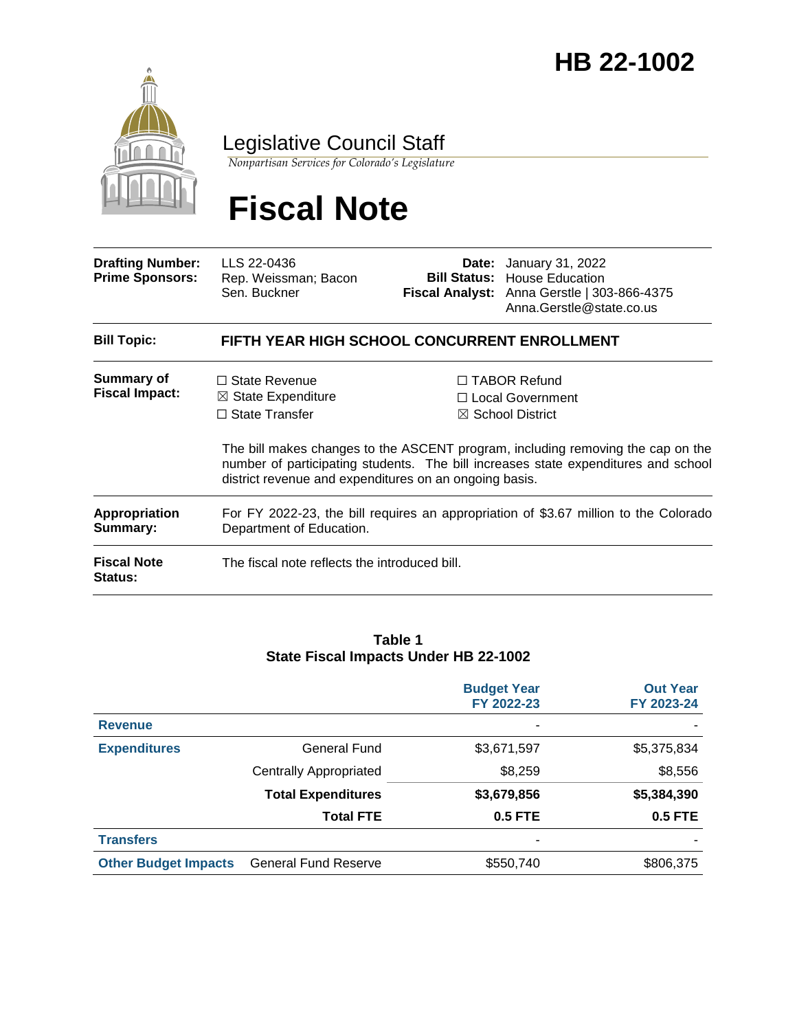# HB 22-1002

## Legislative Council Staff

*Nonpartisan Services for Colorado's Legislature*

# Fiscal Note

| | | | |
|---|---|---|---|
| **Drafting Number:** | LLS 22-0436 | **Date:** | January 31, 2022 |
| **Prime Sponsors:** | Rep. Weissman; Bacon<br>Sen. Buckner | **Bill Status:** | House Education |
| | | **Fiscal Analyst:** | Anna Gerstle \| 303-866-4375<br>Anna.Gerstle@state.co.us |

**Bill Topic:** FIFTH YEAR HIGH SCHOOL CONCURRENT ENROLLMENT

**Summary of Fiscal Impact:**

- ☐ State Revenue
- ☒ State Expenditure
- ☐ State Transfer
- ☐ TABOR Refund
- ☐ Local Government
- ☒ School District

The bill makes changes to the ASCENT program, including removing the cap on the number of participating students. The bill increases state expenditures and school district revenue and expenditures on an ongoing basis.

**Appropriation Summary:** For FY 2022-23, the bill requires an appropriation of $3.67 million to the Colorado Department of Education.

**Fiscal Note Status:** The fiscal note reflects the introduced bill.

**Table 1**
**State Fiscal Impacts Under HB 22-1002**

| | | Budget Year FY 2022-23 | Out Year FY 2023-24 |
|---|---|---|---|
| **Revenue** | | - | - |
| **Expenditures** | General Fund | $3,671,597 | $5,375,834 |
| | Centrally Appropriated | $8,259 | $8,556 |
| | **Total Expenditures** | **$3,679,856** | **$5,384,390** |
| | **Total FTE** | **0.5 FTE** | **0.5 FTE** |
| **Transfers** | | - | - |
| **Other Budget Impacts** | General Fund Reserve | $550,740 | $806,375 |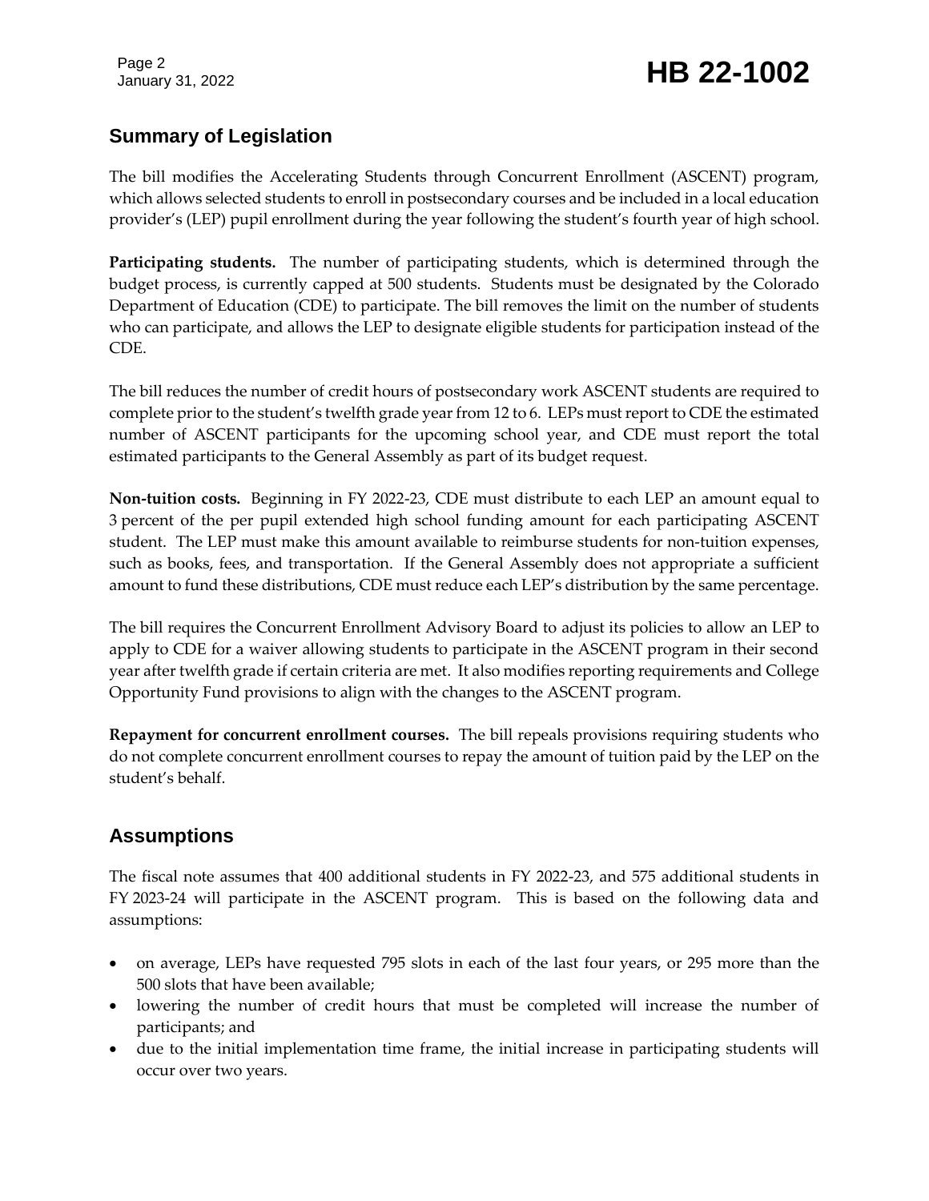## Summary of Legislation

The bill modifies the Accelerating Students through Concurrent Enrollment (ASCENT) program, which allows selected students to enroll in postsecondary courses and be included in a local education provider's (LEP) pupil enrollment during the year following the student's fourth year of high school.

**Participating students.** The number of participating students, which is determined through the budget process, is currently capped at 500 students. Students must be designated by the Colorado Department of Education (CDE) to participate. The bill removes the limit on the number of students who can participate, and allows the LEP to designate eligible students for participation instead of the CDE.

The bill reduces the number of credit hours of postsecondary work ASCENT students are required to complete prior to the student's twelfth grade year from 12 to 6. LEPs must report to CDE the estimated number of ASCENT participants for the upcoming school year, and CDE must report the total estimated participants to the General Assembly as part of its budget request.

**Non-tuition costs.** Beginning in FY 2022-23, CDE must distribute to each LEP an amount equal to 3 percent of the per pupil extended high school funding amount for each participating ASCENT student. The LEP must make this amount available to reimburse students for non-tuition expenses, such as books, fees, and transportation. If the General Assembly does not appropriate a sufficient amount to fund these distributions, CDE must reduce each LEP's distribution by the same percentage.

The bill requires the Concurrent Enrollment Advisory Board to adjust its policies to allow an LEP to apply to CDE for a waiver allowing students to participate in the ASCENT program in their second year after twelfth grade if certain criteria are met. It also modifies reporting requirements and College Opportunity Fund provisions to align with the changes to the ASCENT program.

**Repayment for concurrent enrollment courses.** The bill repeals provisions requiring students who do not complete concurrent enrollment courses to repay the amount of tuition paid by the LEP on the student's behalf.

## Assumptions

The fiscal note assumes that 400 additional students in FY 2022-23, and 575 additional students in FY 2023-24 will participate in the ASCENT program. This is based on the following data and assumptions:

- on average, LEPs have requested 795 slots in each of the last four years, or 295 more than the 500 slots that have been available;
- lowering the number of credit hours that must be completed will increase the number of participants; and
- due to the initial implementation time frame, the initial increase in participating students will occur over two years.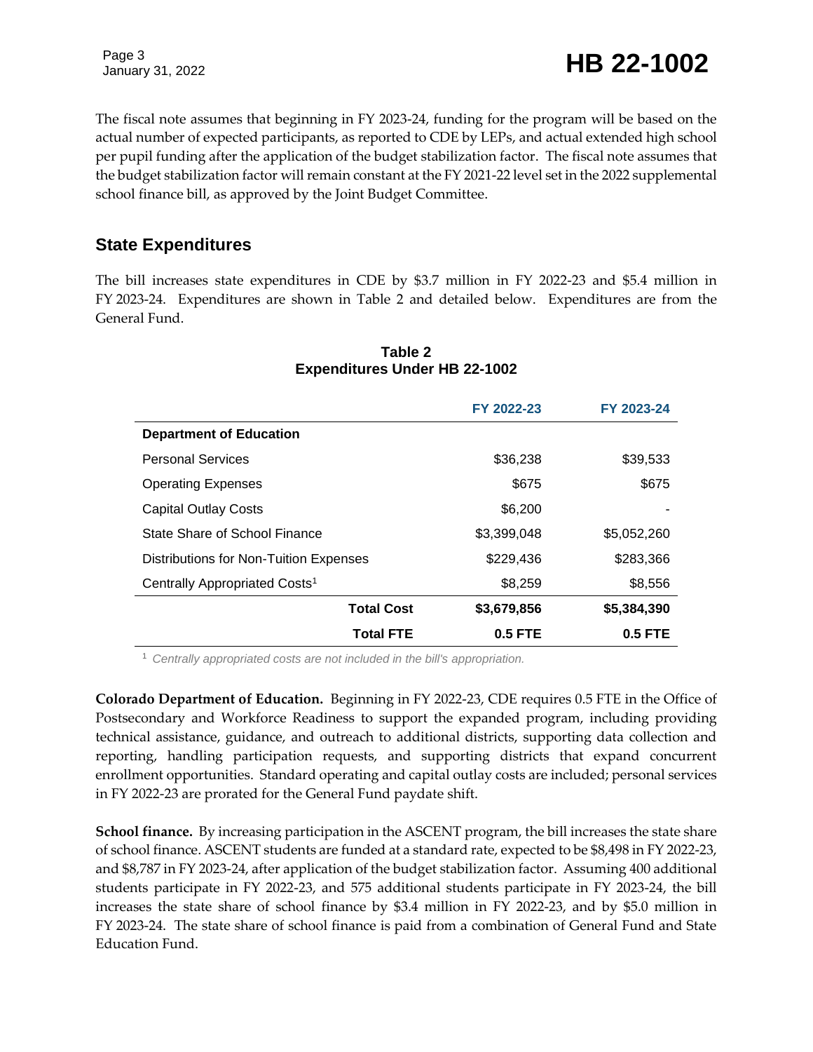The fiscal note assumes that beginning in FY 2023-24, funding for the program will be based on the actual number of expected participants, as reported to CDE by LEPs, and actual extended high school per pupil funding after the application of the budget stabilization factor. The fiscal note assumes that the budget stabilization factor will remain constant at the FY 2021-22 level set in the 2022 supplemental school finance bill, as approved by the Joint Budget Committee.

## State Expenditures

The bill increases state expenditures in CDE by $3.7 million in FY 2022-23 and $5.4 million in FY 2023-24. Expenditures are shown in Table 2 and detailed below. Expenditures are from the General Fund.

**Table 2**
**Expenditures Under HB 22-1002**

| | FY 2022-23 | FY 2023-24 |
|---|---|---|
| **Department of Education** | | |
| Personal Services | $36,238 | $39,533 |
| Operating Expenses | $675 | $675 |
| Capital Outlay Costs | $6,200 | - |
| State Share of School Finance | $3,399,048 | $5,052,260 |
| Distributions for Non-Tuition Expenses | $229,436 | $283,366 |
| Centrally Appropriated Costs[1] | $8,259 | $8,556 |
| **Total Cost** | **$3,679,856** | **$5,384,390** |
| **Total FTE** | **0.5 FTE** | **0.5 FTE** |

[1] *Centrally appropriated costs are not included in the bill's appropriation.*

**Colorado Department of Education.** Beginning in FY 2022-23, CDE requires 0.5 FTE in the Office of Postsecondary and Workforce Readiness to support the expanded program, including providing technical assistance, guidance, and outreach to additional districts, supporting data collection and reporting, handling participation requests, and supporting districts that expand concurrent enrollment opportunities. Standard operating and capital outlay costs are included; personal services in FY 2022-23 are prorated for the General Fund paydate shift.

**School finance.** By increasing participation in the ASCENT program, the bill increases the state share of school finance. ASCENT students are funded at a standard rate, expected to be $8,498 in FY 2022-23, and $8,787 in FY 2023-24, after application of the budget stabilization factor. Assuming 400 additional students participate in FY 2022-23, and 575 additional students participate in FY 2023-24, the bill increases the state share of school finance by $3.4 million in FY 2022-23, and by $5.0 million in FY 2023-24. The state share of school finance is paid from a combination of General Fund and State Education Fund.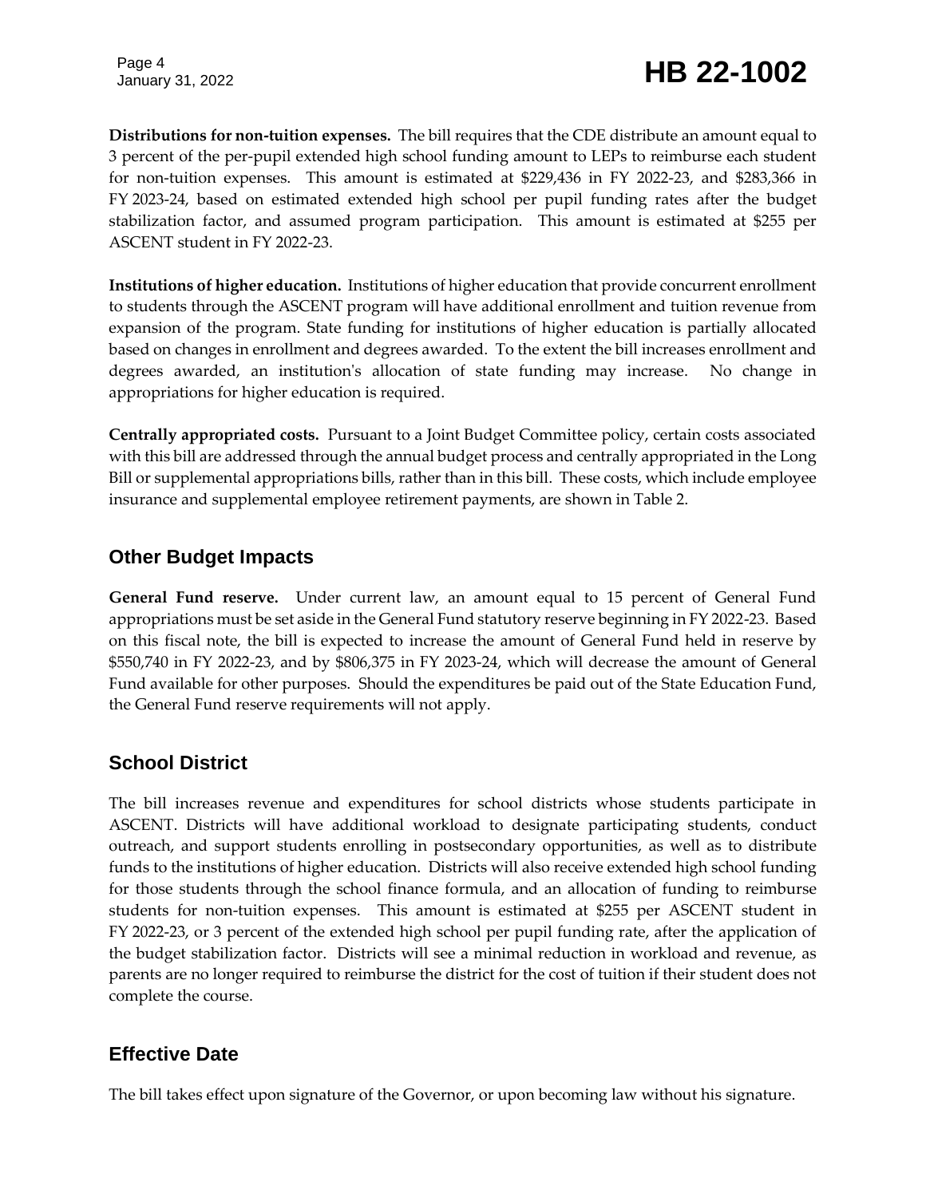**Distributions for non-tuition expenses.** The bill requires that the CDE distribute an amount equal to 3 percent of the per-pupil extended high school funding amount to LEPs to reimburse each student for non-tuition expenses. This amount is estimated at $229,436 in FY 2022-23, and $283,366 in FY 2023-24, based on estimated extended high school per pupil funding rates after the budget stabilization factor, and assumed program participation. This amount is estimated at $255 per ASCENT student in FY 2022-23.

**Institutions of higher education.** Institutions of higher education that provide concurrent enrollment to students through the ASCENT program will have additional enrollment and tuition revenue from expansion of the program. State funding for institutions of higher education is partially allocated based on changes in enrollment and degrees awarded. To the extent the bill increases enrollment and degrees awarded, an institution's allocation of state funding may increase. No change in appropriations for higher education is required.

**Centrally appropriated costs.** Pursuant to a Joint Budget Committee policy, certain costs associated with this bill are addressed through the annual budget process and centrally appropriated in the Long Bill or supplemental appropriations bills, rather than in this bill. These costs, which include employee insurance and supplemental employee retirement payments, are shown in Table 2.

## Other Budget Impacts

**General Fund reserve.** Under current law, an amount equal to 15 percent of General Fund appropriations must be set aside in the General Fund statutory reserve beginning in FY 2022-23. Based on this fiscal note, the bill is expected to increase the amount of General Fund held in reserve by $550,740 in FY 2022-23, and by $806,375 in FY 2023-24, which will decrease the amount of General Fund available for other purposes. Should the expenditures be paid out of the State Education Fund, the General Fund reserve requirements will not apply.

## School District

The bill increases revenue and expenditures for school districts whose students participate in ASCENT. Districts will have additional workload to designate participating students, conduct outreach, and support students enrolling in postsecondary opportunities, as well as to distribute funds to the institutions of higher education. Districts will also receive extended high school funding for those students through the school finance formula, and an allocation of funding to reimburse students for non-tuition expenses. This amount is estimated at $255 per ASCENT student in FY 2022-23, or 3 percent of the extended high school per pupil funding rate, after the application of the budget stabilization factor. Districts will see a minimal reduction in workload and revenue, as parents are no longer required to reimburse the district for the cost of tuition if their student does not complete the course.

## Effective Date

The bill takes effect upon signature of the Governor, or upon becoming law without his signature.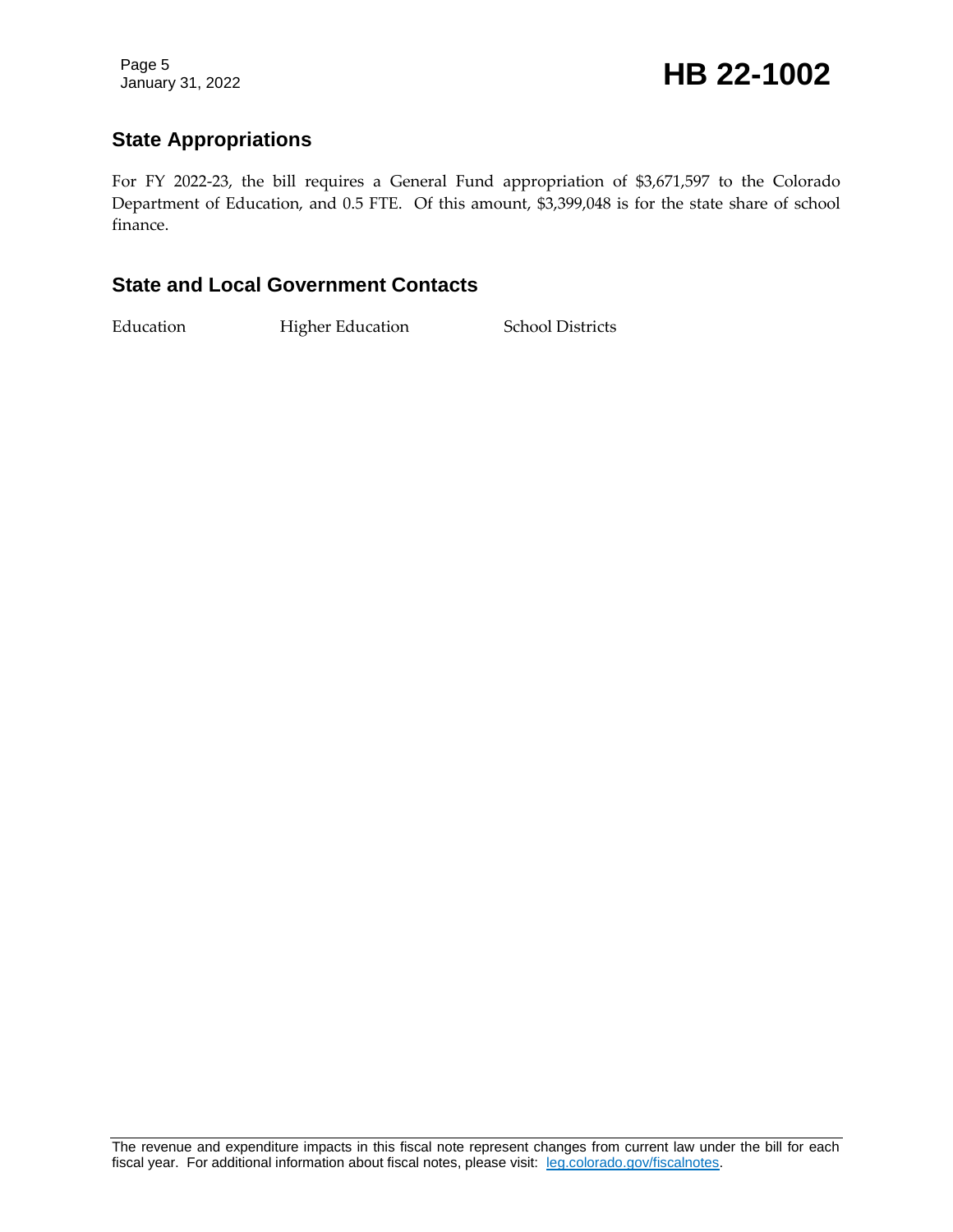## State Appropriations

For FY 2022-23, the bill requires a General Fund appropriation of $3,671,597 to the Colorado Department of Education, and 0.5 FTE. Of this amount, $3,399,048 is for the state share of school finance.

## State and Local Government Contacts

Education Higher Education School Districts

The revenue and expenditure impacts in this fiscal note represent changes from current law under the bill for each fiscal year. For additional information about fiscal notes, please visit: leg.colorado.gov/fiscalnotes.